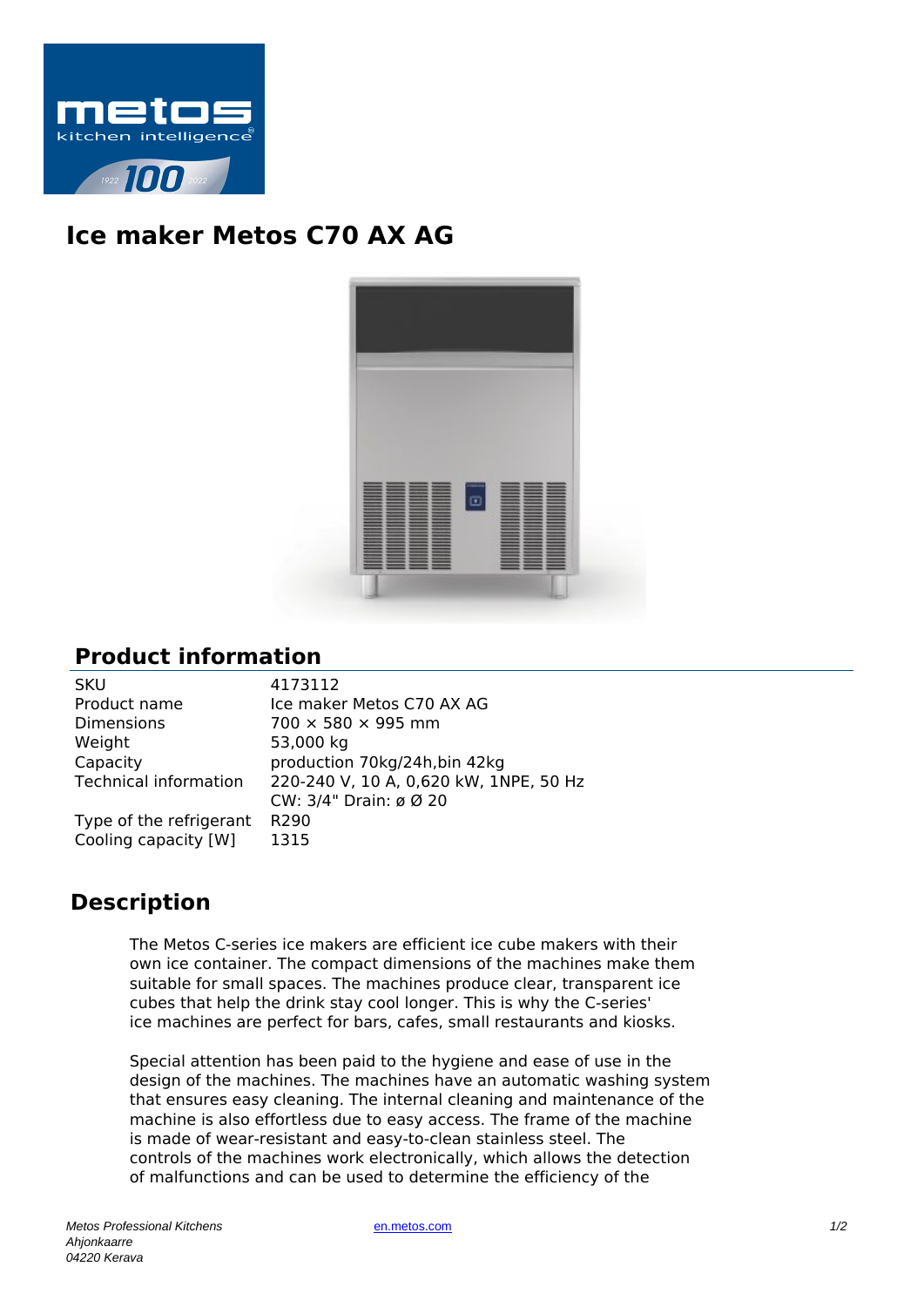# Ice maker Metos C70 AX AG

## Product information

| | |
|---|---|
| SKU | 4173112 |
| Product name | Ice maker Metos C70 AX AG |
| Dimensions | 700 × 580 × 995 mm |
| Weight | 53,000 kg |
| Capacity | production 70kg/24h,bin 42kg |
| Technical information | 220-240 V, 10 A, 0,620 kW, 1NPE, 50 Hz<br>CW: 3/4" Drain: ø Ø 20 |
| Type of the refrigerant | R290 |
| Cooling capacity [W] | 1315 |

## Description

The Metos C-series ice makers are efficient ice cube makers with their own ice container. The compact dimensions of the machines make them suitable for small spaces. The machines produce clear, transparent ice cubes that help the drink stay cool longer. This is why the C-series' ice machines are perfect for bars, cafes, small restaurants and kiosks.

Special attention has been paid to the hygiene and ease of use in the design of the machines. The machines have an automatic washing system that ensures easy cleaning. The internal cleaning and maintenance of the machine is also effortless due to easy access. The frame of the machine is made of wear-resistant and easy-to-clean stainless steel. The controls of the machines work electronically, which allows the detection of malfunctions and can be used to determine the efficiency of the

*Metos Professional Kitchens*
*Ahjonkaarre*
*04220 Kerava*

en.metos.com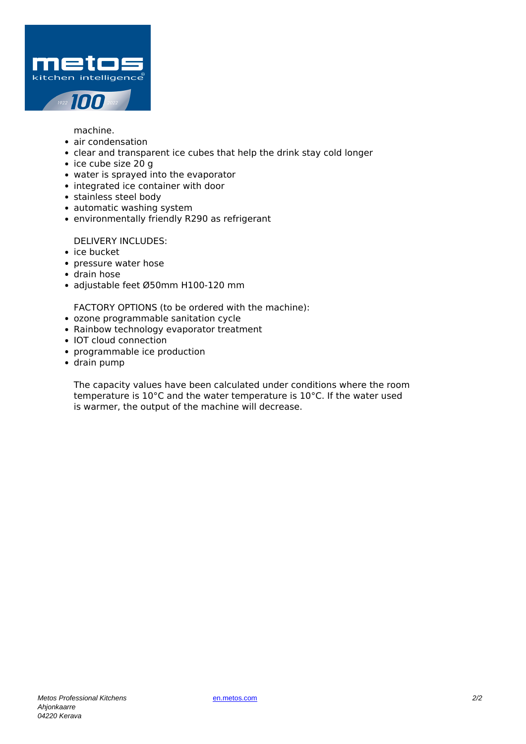machine.

- air condensation
- clear and transparent ice cubes that help the drink stay cold longer
- ice cube size 20 g
- water is sprayed into the evaporator
- integrated ice container with door
- stainless steel body
- automatic washing system
- environmentally friendly R290 as refrigerant

DELIVERY INCLUDES:

- ice bucket
- pressure water hose
- drain hose
- adjustable feet Ø50mm H100-120 mm

FACTORY OPTIONS (to be ordered with the machine):

- ozone programmable sanitation cycle
- Rainbow technology evaporator treatment
- IOT cloud connection
- programmable ice production
- drain pump

The capacity values have been calculated under conditions where the room temperature is 10°C and the water temperature is 10°C. If the water used is warmer, the output of the machine will decrease.